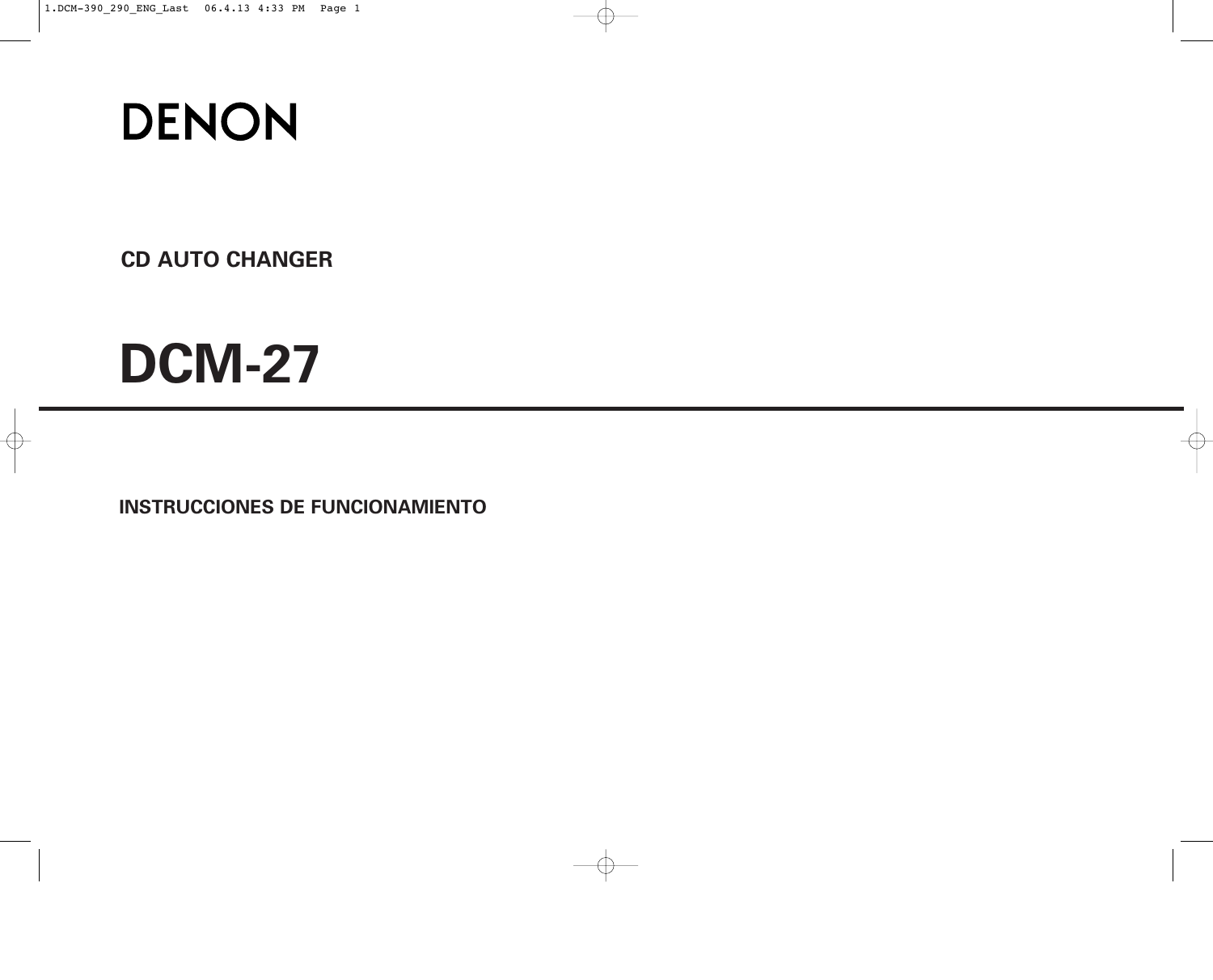# DENON

## CD AUTO CHANGER

# DCM-27

**INSTRUCCIONES DE FUNCIONAMIENTO**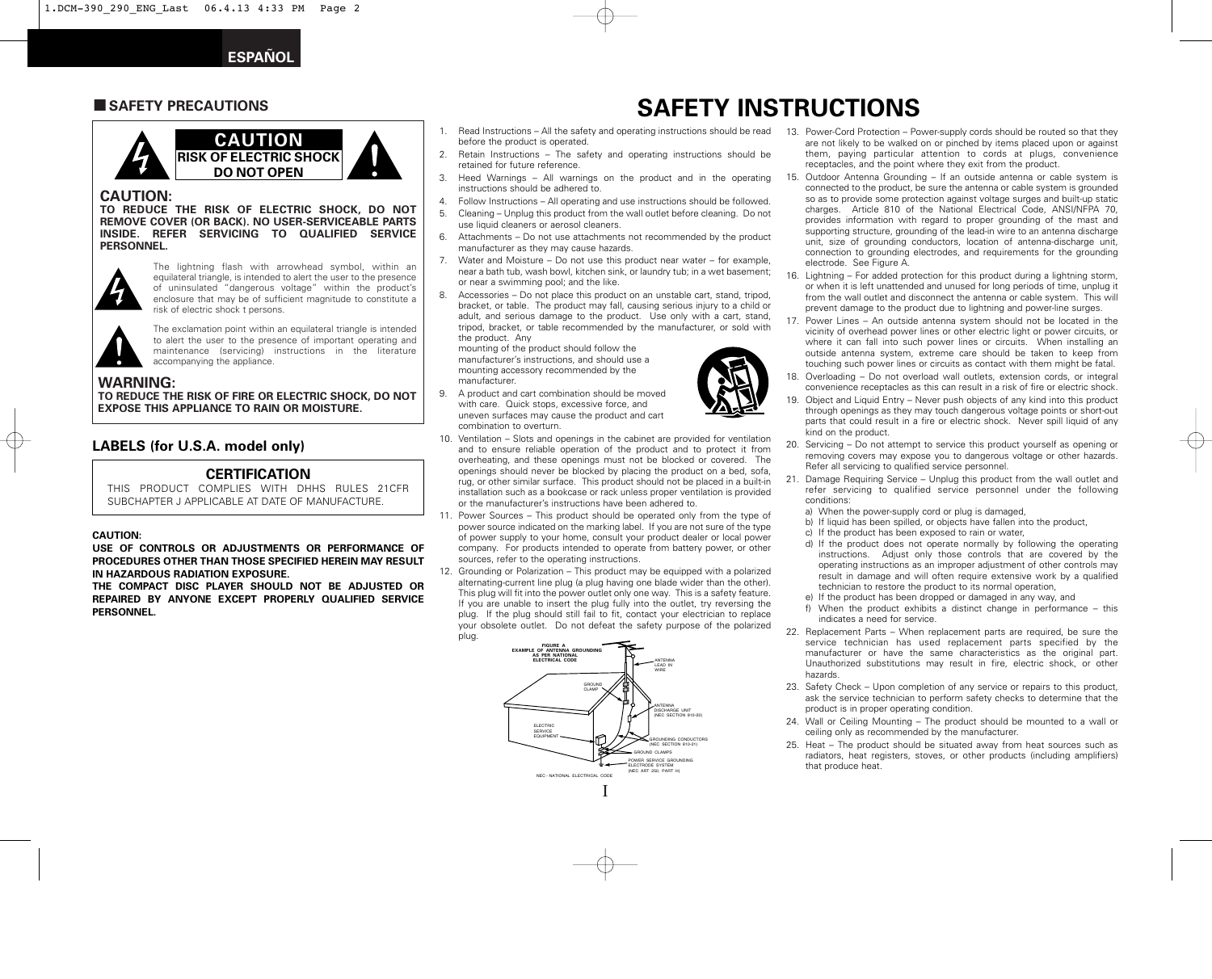ESPAÑOL

## SAFETY PRECAUTIONS

**CAUTION**
**RISK OF ELECTRIC SHOCK**
**DO NOT OPEN**

### CAUTION:

**TO REDUCE THE RISK OF ELECTRIC SHOCK, DO NOT REMOVE COVER (OR BACK). NO USER-SERVICEABLE PARTS INSIDE. REFER SERVICING TO QUALIFIED SERVICE PERSONNEL.**

The lightning flash with arrowhead symbol, within an equilateral triangle, is intended to alert the user to the presence of uninsulated "dangerous voltage" within the product's enclosure that may be of sufficient magnitude to constitute a risk of electric shock t persons.

The exclamation point within an equilateral triangle is intended to alert the user to the presence of important operating and maintenance (servicing) instructions in the literature accompanying the appliance.

### WARNING:

**TO REDUCE THE RISK OF FIRE OR ELECTRIC SHOCK, DO NOT EXPOSE THIS APPLIANCE TO RAIN OR MOISTURE.**

## LABELS (for U.S.A. model only)

**CERTIFICATION**

THIS PRODUCT COMPLIES WITH DHHS RULES 21CFR SUBCHAPTER J APPLICABLE AT DATE OF MANUFACTURE.

**CAUTION:**

**USE OF CONTROLS OR ADJUSTMENTS OR PERFORMANCE OF PROCEDURES OTHER THAN THOSE SPECIFIED HEREIN MAY RESULT IN HAZARDOUS RADIATION EXPOSURE.**

**THE COMPACT DISC PLAYER SHOULD NOT BE ADJUSTED OR REPAIRED BY ANYONE EXCEPT PROPERLY QUALIFIED SERVICE PERSONNEL.**

# SAFETY INSTRUCTIONS

1. Read Instructions – All the safety and operating instructions should be read before the product is operated.
2. Retain Instructions – The safety and operating instructions should be retained for future reference.
3. Heed Warnings – All warnings on the product and in the operating instructions should be adhered to.
4. Follow Instructions – All operating and use instructions should be followed.
5. Cleaning – Unplug this product from the wall outlet before cleaning. Do not use liquid cleaners or aerosol cleaners.
6. Attachments – Do not use attachments not recommended by the product manufacturer as they may cause hazards.
7. Water and Moisture – Do not use this product near water – for example, near a bath tub, wash bowl, kitchen sink, or laundry tub; in a wet basement; or near a swimming pool; and the like.
8. Accessories – Do not place this product on an unstable cart, stand, tripod, bracket, or table. The product may fall, causing serious injury to a child or adult, and serious damage to the product. Use only with a cart, stand, tripod, bracket, or table recommended by the manufacturer, or sold with the product. Any mounting of the product should follow the manufacturer's instructions, and should use a mounting accessory recommended by the manufacturer.
9. A product and cart combination should be moved with care. Quick stops, excessive force, and uneven surfaces may cause the product and cart combination to overturn.
10. Ventilation – Slots and openings in the cabinet are provided for ventilation and to ensure reliable operation of the product and to protect it from overheating, and these openings must not be blocked or covered. The openings should never be blocked by placing the product on a bed, sofa, rug, or other similar surface. This product should not be placed in a built-in installation such as a bookcase or rack unless proper ventilation is provided or the manufacturer's instructions have been adhered to.
11. Power Sources – This product should be operated only from the type of power source indicated on the marking label. If you are not sure of the type of power supply to your home, consult your product dealer or local power company. For products intended to operate from battery power, or other sources, refer to the operating instructions.
12. Grounding or Polarization – This product may be equipped with a polarized alternating-current line plug (a plug having one blade wider than the other). This plug will fit into the power outlet only one way. This is a safety feature. If you are unable to insert the plug fully into the outlet, try reversing the plug. If the plug should still fail to fit, contact your electrician to replace your obsolete outlet. Do not defeat the safety purpose of the polarized plug.

FIGURE A
EXAMPLE OF ANTENNA GROUNDING AS PER NATIONAL ELECTRICAL CODE

ANTENNA LEAD IN WIRE
GROUND CLAMP
ANTENNA DISCHARGE UNIT (NEC SECTION 810-20)
ELECTRIC SERVICE EQUIPMENT
GROUNDING CONDUCTORS (NEC SECTION 810-21)
GROUND CLAMPS
POWER SERVICE GROUNDING ELECTRODE SYSTEM (NEC ART 250, PART H)
NEC - NATIONAL ELECTRICAL CODE

13. Power-Cord Protection – Power-supply cords should be routed so that they are not likely to be walked on or pinched by items placed upon or against them, paying particular attention to cords at plugs, convenience receptacles, and the point where they exit from the product.
15. Outdoor Antenna Grounding – If an outside antenna or cable system is connected to the product, be sure the antenna or cable system is grounded so as to provide some protection against voltage surges and built-up static charges. Article 810 of the National Electrical Code, ANSI/NFPA 70, provides information with regard to proper grounding of the mast and supporting structure, grounding of the lead-in wire to an antenna discharge unit, size of grounding conductors, location of antenna-discharge unit, connection to grounding electrodes, and requirements for the grounding electrode. See Figure A.
16. Lightning – For added protection for this product during a lightning storm, or when it is left unattended and unused for long periods of time, unplug it from the wall outlet and disconnect the antenna or cable system. This will prevent damage to the product due to lightning and power-line surges.
17. Power Lines – An outside antenna system should not be located in the vicinity of overhead power lines or other electric light or power circuits, or where it can fall into such power lines or circuits. When installing an outside antenna system, extreme care should be taken to keep from touching such power lines or circuits as contact with them might be fatal.
18. Overloading – Do not overload wall outlets, extension cords, or integral convenience receptacles as this can result in a risk of fire or electric shock.
19. Object and Liquid Entry – Never push objects of any kind into this product through openings as they may touch dangerous voltage points or short-out parts that could result in a fire or electric shock. Never spill liquid of any kind on the product.
20. Servicing – Do not attempt to service this product yourself as opening or removing covers may expose you to dangerous voltage or other hazards. Refer all servicing to qualified service personnel.
21. Damage Requiring Service – Unplug this product from the wall outlet and refer servicing to qualified service personnel under the following conditions:
    a) When the power-supply cord or plug is damaged,
    b) If liquid has been spilled, or objects have fallen into the product,
    c) If the product has been exposed to rain or water,
    d) If the product does not operate normally by following the operating instructions. Adjust only those controls that are covered by the operating instructions as an improper adjustment of other controls may result in damage and will often require extensive work by a qualified technician to restore the product to its normal operation,
    e) If the product has been dropped or damaged in any way, and
    f) When the product exhibits a distinct change in performance – this indicates a need for service.
22. Replacement Parts – When replacement parts are required, be sure the service technician has used replacement parts specified by the manufacturer or have the same characteristics as the original part. Unauthorized substitutions may result in fire, electric shock, or other hazards.
23. Safety Check – Upon completion of any service or repairs to this product, ask the service technician to perform safety checks to determine that the product is in proper operating condition.
24. Wall or Ceiling Mounting – The product should be mounted to a wall or ceiling only as recommended by the manufacturer.
25. Heat – The product should be situated away from heat sources such as radiators, heat registers, stoves, or other products (including amplifiers) that produce heat.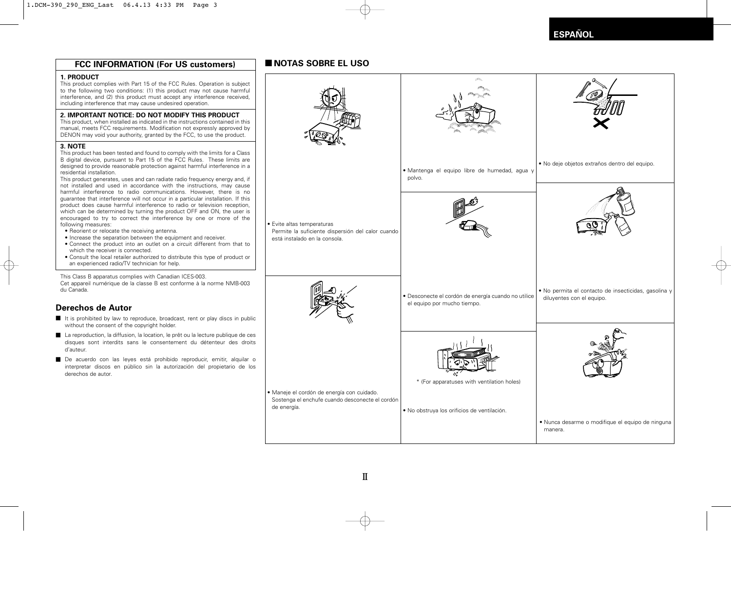## FCC INFORMATION (For US customers)

**1. PRODUCT**
This product complies with Part 15 of the FCC Rules. Operation is subject to the following two conditions: (1) this product may not cause harmful interference, and (2) this product must accept any interference received, including interference that may cause undesired operation.

**2. IMPORTANT NOTICE: DO NOT MODIFY THIS PRODUCT**
This product, when installed as indicated in the instructions contained in this manual, meets FCC requirements. Modification not expressly approved by DENON may void your authority, granted by the FCC, to use the product.

**3. NOTE**
This product has been tested and found to comply with the limits for a Class B digital device, pursuant to Part 15 of the FCC Rules. These limits are designed to provide reasonable protection against harmful interference in a residential installation.
This product generates, uses and can radiate radio frequency energy and, if not installed and used in accordance with the instructions, may cause harmful interference to radio communications. However, there is no guarantee that interference will not occur in a particular installation. If this product does cause harmful interference to radio or television reception, which can be determined by turning the product OFF and ON, the user is encouraged to try to correct the interference by one or more of the following measures:

- Reorient or relocate the receiving antenna.
- Increase the separation between the equipment and receiver.
- Connect the product into an outlet on a circuit different from that to which the receiver is connected.
- Consult the local retailer authorized to distribute this type of product or an experienced radio/TV technician for help.

This Class B apparatus complies with Canadian ICES-003.
Cet appareil numérique de la classe B est conforme à la norme NMB-003 du Canada.

## Derechos de Autor

- It is prohibited by law to reproduce, broadcast, rent or play discs in public without the consent of the copyright holder.
- La reproduction, la diffusion, la location, le prêt ou la lecture publique de ces disques sont interdits sans le consentement du détenteur des droits d'auteur.
- De acuerdo con las leyes está prohibido reproducir, emitir, alquilar o interpretar discos en público sin la autorización del propietario de los derechos de autor.

## NOTAS SOBRE EL USO

- Evite altas temperaturas
  Permite la suficiente dispersión del calor cuando está instalado en la consola.
- Maneje el cordón de energía con cuidado.
  Sostenga el enchufe cuando desconecte el cordón de energía.
- Mantenga el equipo libre de humedad, agua y polvo.
- Desconecte el cordón de energía cuando no utilice el equipo por mucho tiempo.

\* (For apparatuses with ventilation holes)

- No obstruya los orificios de ventilación.
- No deje objetos extraños dentro del equipo.
- No permita el contacto de insecticidas, gasolina y diluyentes con el equipo.
- Nunca desarme o modifique el equipo de ninguna manera.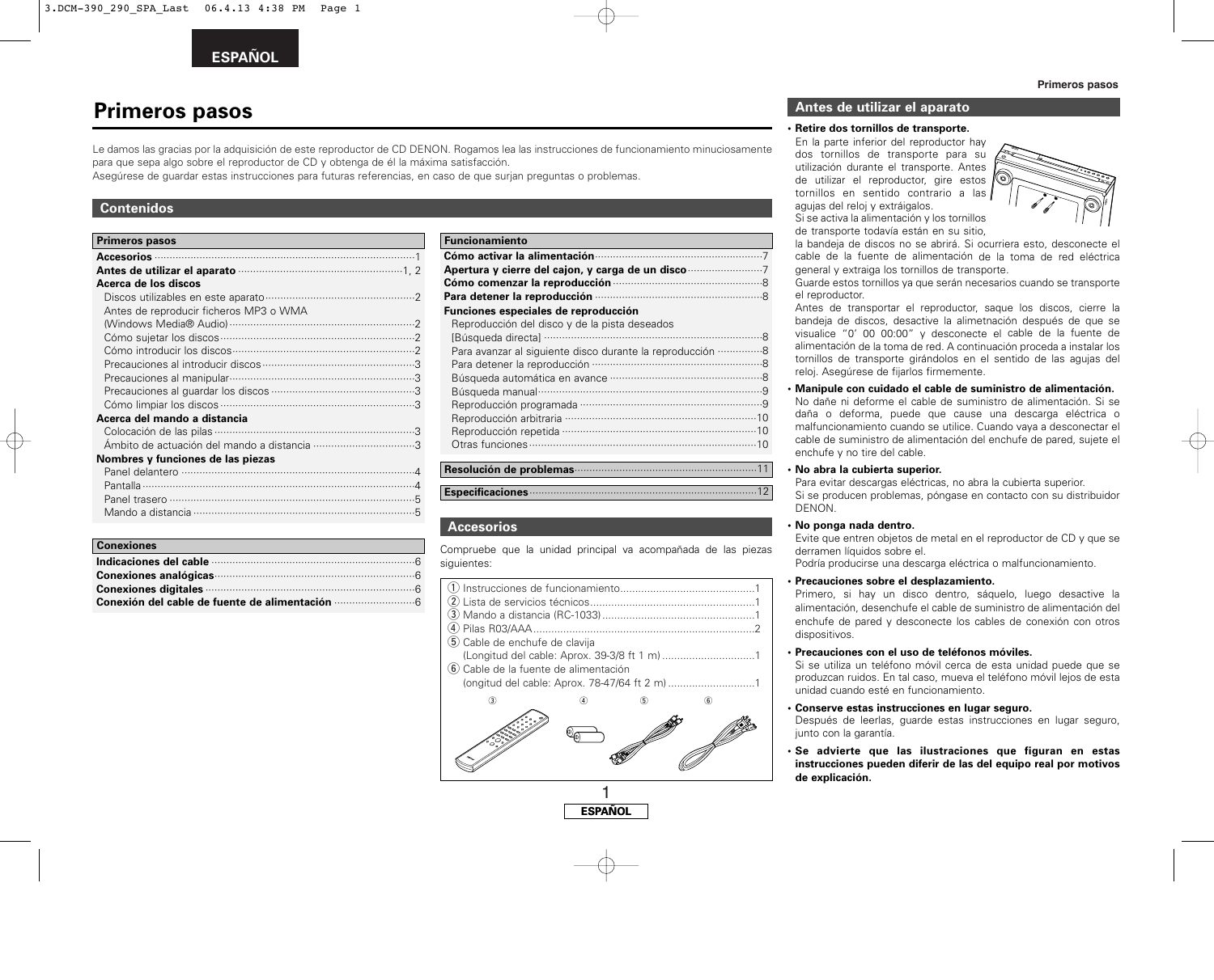# Primeros pasos

Le damos las gracias por la adquisición de este reproductor de CD DENON. Rogamos lea las instrucciones de funcionamiento minuciosamente para que sepa algo sobre el reproductor de CD y obtenga de él la máxima satisfacción.
Asegúrese de guardar estas instrucciones para futuras referencias, en caso de que surjan preguntas o problemas.

## Contenidos

**Primeros pasos**

- **Accesorios** ... 1
- **Antes de utilizar el aparato** ... 1, 2
- **Acerca de los discos**
  - Discos utilizables en este aparato ... 2
  - Antes de reproducir ficheros MP3 o WMA (Windows Media® Audio) ... 2
  - Cómo sujetar los discos ... 2
  - Cómo introducir los discos ... 2
  - Precauciones al introducir discos ... 3
  - Precauciones al manipular ... 3
  - Precauciones al guardar los discos ... 3
  - Cómo limpiar los discos ... 3
- **Acerca del mando a distancia**
  - Colocación de las pilas ... 3
  - Ámbito de actuación del mando a distancia ... 3
- **Nombres y funciones de las piezas**
  - Panel delantero ... 4
  - Pantalla ... 4
  - Panel trasero ... 5
  - Mando a distancia ... 5

**Conexiones**

- **Indicaciones del cable** ... 6
- **Conexiones analógicas** ... 6
- **Conexiones digitales** ... 6
- **Conexión del cable de fuente de alimentación** ... 6

**Funcionamiento**

- **Cómo activar la alimentación** ... 7
- **Apertura y cierre del cajon, y carga de un disco** ... 7
- **Cómo comenzar la reproducción** ... 8
- **Para detener la reproducción** ... 8
- **Funciones especiales de reproducción**
  - Reproducción del disco y de la pista deseados [Búsqueda directa] ... 8
  - Para avanzar al siguiente disco durante la reproducción ... 8
  - Para detener la reproducción ... 8
  - Búsqueda automática en avance ... 8
  - Búsqueda manual ... 9
  - Reproducción programada ... 9
  - Reproducción arbitraria ... 10
  - Reproducción repetida ... 10
  - Otras funciones ... 10

**Resolución de problemas** ... 11

**Especificaciones** ... 12

## Accesorios

Compruebe que la unidad principal va acompañada de las piezas siguientes:

1. Instrucciones de funcionamiento ... 1
2. Lista de servicios técnicos ... 1
3. Mando a distancia (RC-1033) ... 1
4. Pilas R03/AAA ... 2
5. Cable de enchufe de clavija (Longitud del cable: Aprox. 39-3/8 ft 1 m) ... 1
6. Cable de la fuente de alimentación (ongitud del cable: Aprox. 78-47/64 ft 2 m) ... 1

## Antes de utilizar el aparato

- **Retire dos tornillos de transporte.**
  En la parte inferior del reproductor hay dos tornillos de transporte para su utilización durante el transporte. Antes de utilizar el reproductor, gire estos tornillos en sentido contrario a las agujas del reloj y extráigalos.
  Si se activa la alimentación y los tornillos de transporte todavía están en su sitio, la bandeja de discos no se abrirá. Si ocurriera esto, desconecte el cable de la fuente de alimentación de la toma de red eléctrica general y extraiga los tornillos de transporte.
  Guarde estos tornillos ya que serán necesarios cuando se transporte el reproductor.
  Antes de transportar el reproductor, saque los discos, cierre la bandeja de discos, desactive la alimetnación después de que se visualice "0' 00 00:00" y desconecte el cable de la fuente de alimentación de la toma de red. A continuación proceda a instalar los tornillos de transporte girándolos en el sentido de las agujas del reloj. Asegúrese de fijarlos firmemente.
- **Manipule con cuidado el cable de suministro de alimentación.**
  No dañe ni deforme el cable de suministro de alimentación. Si se daña o deforma, puede que cause una descarga eléctrica o malfuncionamiento cuando se utilice. Cuando vaya a desconectar el cable de suministro de alimentación del enchufe de pared, sujete el enchufe y no tire del cable.
- **No abra la cubierta superior.**
  Para evitar descargas eléctricas, no abra la cubierta superior.
  Si se producen problemas, póngase en contacto con su distribuidor DENON.
- **No ponga nada dentro.**
  Evite que entren objetos de metal en el reproductor de CD y que se derramen líquidos sobre el.
  Podría producirse una descarga eléctrica o malfuncionamiento.
- **Precauciones sobre el desplazamiento.**
  Primero, si hay un disco dentro, sáquelo, luego desactive la alimentación, desenchufe el cable de suministro de alimentación del enchufe de pared y desconecte los cables de conexión con otros dispositivos.
- **Precauciones con el uso de teléfonos móviles.**
  Si se utiliza un teléfono móvil cerca de esta unidad puede que se produzcan ruidos. En tal caso, mueva el teléfono móvil lejos de esta unidad cuando esté en funcionamiento.
- **Conserve estas instrucciones en lugar seguro.**
  Después de leerlas, guarde estas instrucciones en lugar seguro, junto con la garantía.
- **Se advierte que las ilustraciones que figuran en estas instrucciones pueden diferir de las del equipo real por motivos de explicación.**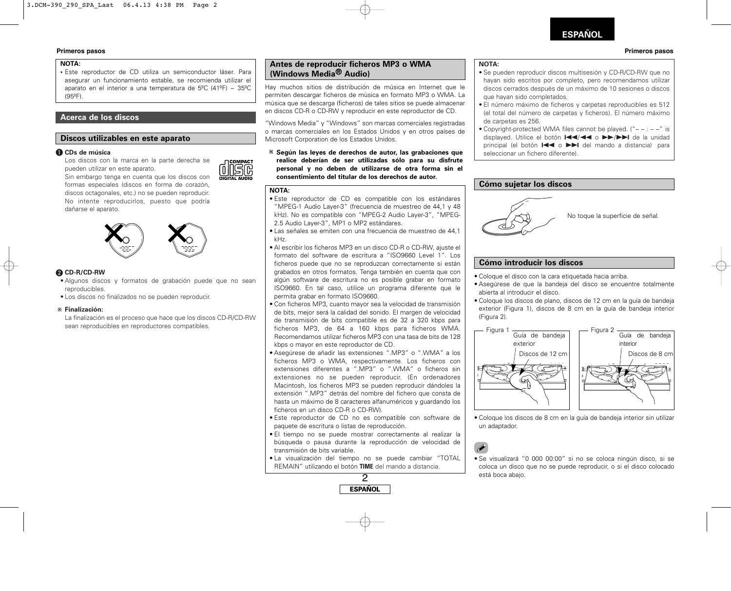**NOTA:**

- Este reproductor de CD utiliza un semiconductor láser. Para asegurar un funcionamiento estable, se recomienda utilizar el aparato en el interior a una temperatura de 5ºC (41ºF) ~ 35ºC (95ºF).

## Acerca de los discos

### Discos utilizables en este aparato

**❶ CDs de música**

Los discos con la marca en la parte derecha se pueden utilizar en este aparato.

Sin embargo tenga en cuenta que los discos con formas especiales (discos en forma de corazón, discos octagonales, etc.) no se pueden reproducir. No intente reproducirlos, puesto que podría dañarse el aparato.

**❷ CD-R/CD-RW**

- Algunos discos y formatos de grabación puede que no sean reproducibles.
- Los discos no finalizados no se pueden reproducir.

※ **Finalización:**

La finalización es el proceso que hace que los discos CD-R/CD-RW sean reproducibles en reproductores compatibles.

### Antes de reproducir ficheros MP3 o WMA (Windows Media® Audio)

Hay muchos sitios de distribución de música en Internet que le permiten descargar ficheros de música en formato MP3 o WMA. La música que se descarga (ficheros) de tales sitios se puede almacenar en discos CD-R o CD-RW y reproducir en este reproductor de CD.

"Windows Media" y "Windows" son marcas comerciales registradas o marcas comerciales en los Estados Unidos y en otros países de Microsoft Corporation de los Estados Unidos.

※ **Según las leyes de derechos de autor, las grabaciones que realice deberían de ser utilizadas sólo para su disfrute personal y no deben de utilizarse de otra forma sin el consentimiento del titular de los derechos de autor.**

**NOTA:**

- Este reproductor de CD es compatible con los estándares "MPEG-1 Audio Layer-3" (frecuencia de muestreo de 44,1 y 48 kHz). No es compatible con "MPEG-2 Audio Layer-3", "MPEG-2.5 Audio Layer-3", MP1 o MP2 estándares.
- Las señales se emiten con una frecuencia de muestreo de 44,1 kHz.
- Al escribir los ficheros MP3 en un disco CD-R o CD-RW, ajuste el formato del software de escritura a "ISO9660 Level 1". Los ficheros puede que no se reproduzcan correctamente si están grabados en otros formatos. Tenga también en cuenta que con algún software de escritura no es posible grabar en formato ISO9660. En tal caso, utilice un programa diferente que le permita grabar en formato ISO9660.
- Con ficheros MP3, cuanto mayor sea la velocidad de transmisión de bits, mejor será la calidad del sonido. El margen de velocidad de transmisión de bits compatible es de 32 a 320 kbps para ficheros MP3, de 64 a 160 kbps para ficheros WMA. Recomendamos utilizar ficheros MP3 con una tasa de bits de 128 kbps o mayor en este reproductor de CD.
- Asegúrese de añadir las extensiones ".MP3" o ".WMA" a los ficheros MP3 o WMA, respectivamente. Los ficheros con extensiones diferentes a ".MP3" o ".WMA" o ficheros sin extensiones no se pueden reproducir. (En ordenadores Macintosh, los ficheros MP3 se pueden reproducir dándoles la extensión ".MP3" detrás del nombre del fichero que consta de hasta un máximo de 8 caracteres alfanuméricos y guardando los ficheros en un disco CD-R o CD-RW).
- Este reproductor de CD no es compatible con software de paquete de escritura o listas de reproducción.
- El tiempo no se puede mostrar correctamente al realizar la búsqueda o pausa durante la reproducción de velocidad de transmisión de bits variable.
- La visualización del tiempo no se puede cambiar "TOTAL REMAIN" utilizando el botón **TIME** del mando a distancia.

**NOTA:**

- Se pueden reproducir discos multisesión y CD-R/CD-RW que no hayan sido escritos por completo, pero recomendamos utilizar discos cerrados después de un máximo de 10 sesiones o discos que hayan sido completados.
- El número máximo de ficheros y carpetas reproducibles es 512 (el total del número de carpetas y ficheros). El número máximo de carpetas es 256.
- Copyright-protected WMA files cannot be played. ("– – : – –" is displayed. Utilice el botón ⏮/◀◀ o ▶▶/⏭ de la unidad principal (el botón ⏮ o ⏭ del mando a distancia) para seleccionar un fichero diferente).

### Cómo sujetar los discos

No toque la superficie de señal.

### Cómo introducir los discos

- Coloque el disco con la cara etiquetada hacia arriba.
- Asegúrese de que la bandeja del disco se encuentre totalmente abierta al introducir el disco.
- Coloque los discos de plano, discos de 12 cm en la guía de bandeja exterior (Figura 1), discos de 8 cm en la guía de bandeja interior (Figura 2).

Figura 1 — Guía de bandeja exterior — Discos de 12 cm

Figura 2 — Guía de bandeja interior — Discos de 8 cm

- Coloque los discos de 8 cm en la guía de bandeja interior sin utilizar un adaptador.

- Se visualizará "0 000 00:00" si no se coloca ningún disco, si se coloca un disco que no se puede reproducir, o si el disco colocado está boca abajo.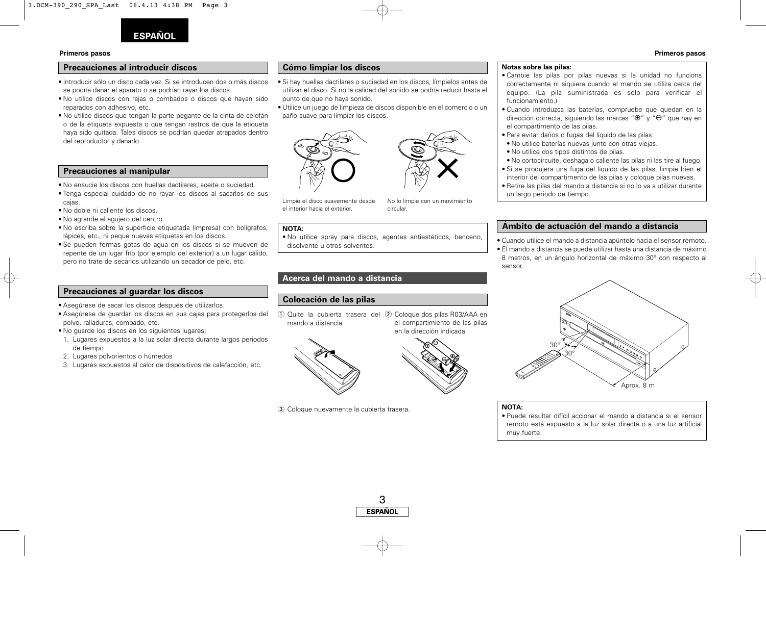## Precauciones al introducir discos

- Introducir sólo un disco cada vez. Si se introducen dos o más discos se podría dañar el aparato o se podrían rayar los discos.
- No utilice discos con rajas o combados o discos que hayan sido reparados con adhesivo, etc.
- No utilice discos que tengan la parte pegante de la cinta de celofán o de la etiqueta expuesta o que tengan rastros de que la etiqueta haya sido quitada. Tales discos se podrían quedar atrapados dentro del reproductor y dañarlo.

## Precauciones al manipular

- No ensucie los discos con huellas dactilares, aceite o suciedad.
- Tenga especial cuidado de no rayar los discos al sacarlos de sus cajas.
- No doble ni caliente los discos.
- No agrande el agujero del centro.
- No escriba sobre la superficie etiquetada (impresa) con bolígrafos, lápices, etc., ni peque nuevas etiquetas en los discos.
- Se pueden formas gotas de agua en los discos si se mueven de repente de un lugar frío (por ejemplo del exterior) a un lugar cálido, pero no trate de secarlos utilizando un secador de pelo, etc.

## Precauciones al guardar los discos

- Asegúrese de sacar los discos después de utilizarlos.
- Asegúrese de guardar los discos en sus cajas para protegerlos del polvo, ralladuras, combado, etc.
- No guarde los discos en los siguientes lugares:
  1. Lugares expuestos a la luz solar directa durante largos periodos de tiempo
  2. Lugares polvorientos o húmedos
  3. Lugares expuestos al calor de dispositivos de calefacción, etc.

## Cómo limpiar los discos

- Si hay huellas dactilares o suciedad en los discos, límpielos antes de utilizar el disco. Si no la calidad del sonido se podría reducir hasta el punto de que no haya sonido.
- Utilice un juego de limpieza de discos disponible en el comercio o un paño suave para limpiar los discos.

Limpie el disco suavemente desde el interior hacia el exterior.

No lo limpie con un movimiento circular.

**NOTA:**
- No utilice spray para discos, agentes antiestéticos, benceno, disolvente u otros solventes.

## Acerca del mando a distancia

## Colocación de las pilas

① Quite la cubierta trasera del mando a distancia.

② Coloque dos pilas R03/AAA en el compartimiento de las pilas en la dirección indicada.

③ Coloque nuevamente la cubierta trasera.

**Notas sobre las pilas:**
- Cambie las pilas por pilas nuevas si la unidad no funciona correctamente ni siquiera cuando el mando se utiliza cerca del equipo. (La pila suministrada es solo para verificar el funcionamiento.)
- Cuando introduzca las baterías, compruebe que quedan en la dirección correcta, siguiendo las marcas "⊕" y "⊖" que hay en el compartimento de las pilas.
- Para evitar daños o fugas del líquido de las pilas:
  - No utilice baterías nuevas junto con otras viejas.
  - No utilice dos tipos distintos de pilas.
  - No cortocircuite, deshaga o caliente las pilas ni las tire al fuego.
- Si se produjera una fuga del líquido de las pilas, limpie bien el interior del compartimento de las pilas y coloque pilas nuevas.
- Retire las pilas del mando a distancia si no lo va a utilizar durante un largo periodo de tiempo.

## Ámbito de actuación del mando a distancia

- Cuando utilice el mando a distancia apúntelo hacia el sensor remoto.
- El mando a distancia se puede utilizar hasta una distancia de máximo 8 metros, en un ángulo horizontal de máximo 30° con respecto al sensor.

30°
30°
Aprox. 8 m

**NOTA:**
- Puede resultar difícil accionar el mando a distancia si el sensor remoto está expuesto a la luz solar directa o a una luz artificial muy fuerte.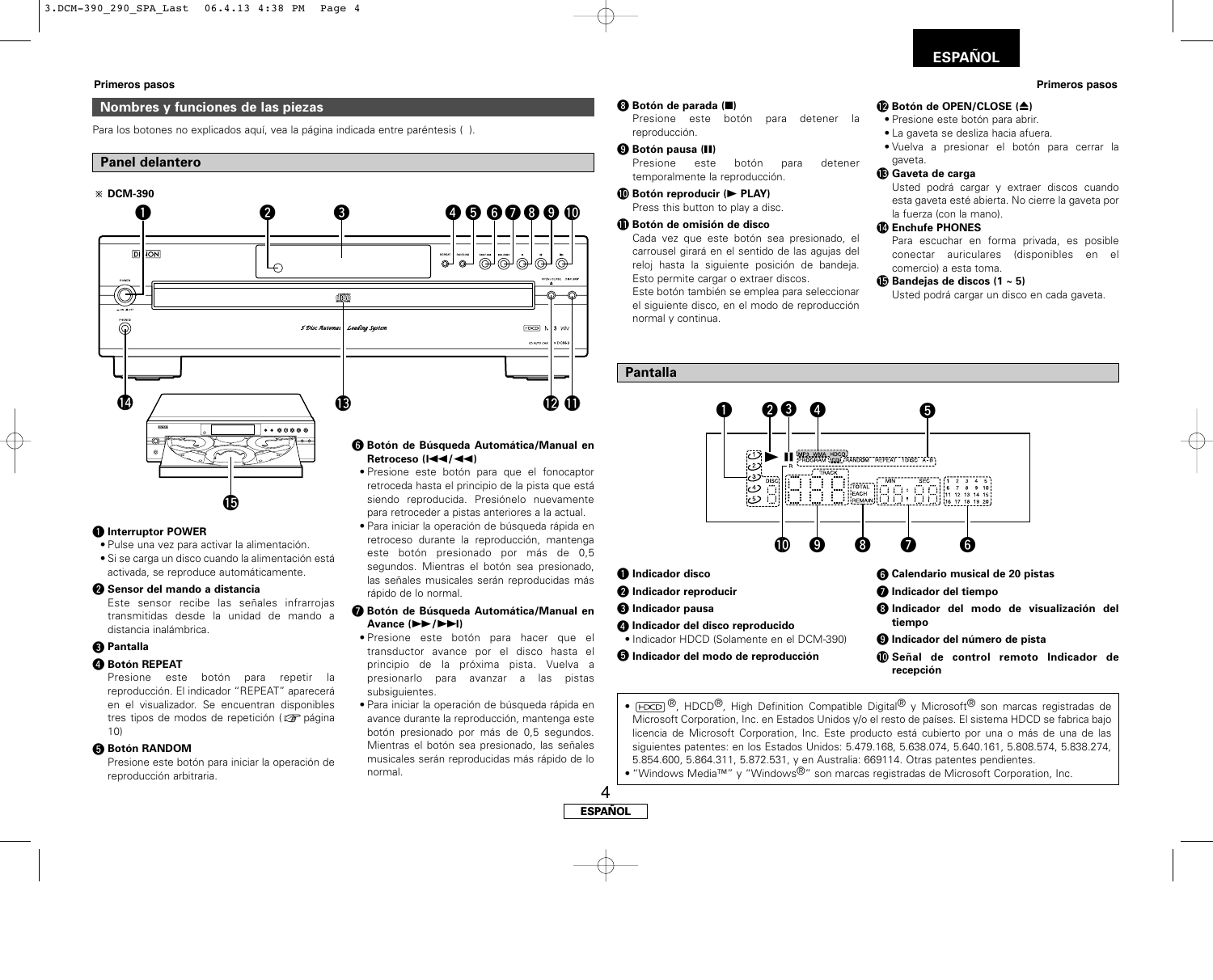## Nombres y funciones de las piezas

Para los botones no explicados aquí, vea la página indicada entre paréntesis ( ).

### Panel delantero

※ DCM-390

❶ **Interruptor POWER**
- Pulse una vez para activar la alimentación.
- Si se carga un disco cuando la alimentación está activada, se reproduce automáticamente.

❷ **Sensor del mando a distancia**
Este sensor recibe las señales infrarrojas transmitidas desde la unidad de mando a distancia inalámbrica.

❸ **Pantalla**

❹ **Botón REPEAT**
Presione este botón para repetir la reproducción. El indicador "REPEAT" aparecerá en el visualizador. Se encuentran disponibles tres tipos de modos de repetición (☞ página 10)

❺ **Botón RANDOM**
Presione este botón para iniciar la operación de reproducción arbitraria.

❻ **Botón de Búsqueda Automática/Manual en Retroceso (I◀◀/◀◀)**
- Presione este botón para que el fonocaptor retroceda hasta el principio de la pista que está siendo reproducida. Presiónelo nuevamente para retroceder a pistas anteriores a la actual.
- Para iniciar la operación de búsqueda rápida en retroceso durante la reproducción, mantenga este botón presionado por más de 0,5 segundos. Mientras el botón sea presionado, las señales musicales serán reproducidas más rápido de lo normal.

❼ **Botón de Búsqueda Automática/Manual en Avance (▶▶/▶▶I)**
- Presione este botón para hacer que el transductor avance por el disco hasta el principio de la próxima pista. Vuelva a presionarlo para avanzar a las pistas subsiguientes.
- Para iniciar la operación de búsqueda rápida en avance durante la reproducción, mantenga este botón presionado por más de 0,5 segundos. Mientras el botón sea presionado, las señales musicales serán reproducidas más rápido de lo normal.

❽ **Botón de parada (■)**
Presione este botón para detener la reproducción.

❾ **Botón pausa (❚❚)**
Presione este botón para detener temporalmente la reproducción.

❿ **Botón reproducir (▶ PLAY)**
Press this button to play a disc.

⓫ **Botón de omisión de disco**
Cada vez que este botón sea presionado, el carrousel girará en el sentido de las agujas del reloj hasta la siguiente posición de bandeja. Esto permite cargar o extraer discos.
Este botón también se emplea para seleccionar el siguiente disco, en el modo de reproducción normal y continua.

⓬ **Botón de OPEN/CLOSE (⏏)**
- Presione este botón para abrir.
- La gaveta se desliza hacia afuera.
- Vuelva a presionar el botón para cerrar la gaveta.

⓭ **Gaveta de carga**
Usted podrá cargar y extraer discos cuando esta gaveta esté abierta. No cierre la gaveta por la fuerza (con la mano).

⓮ **Enchufe PHONES**
Para escuchar en forma privada, es posible conectar auriculares (disponibles en el comercio) a esta toma.

⓯ **Bandejas de discos (1 ~ 5)**
Usted podrá cargar un disco en cada gaveta.

### Pantalla

❶ **Indicador disco**

❷ **Indicador reproducir**

❸ **Indicador pausa**

❹ **Indicador del disco reproducido**
- Indicador HDCD (Solamente en el DCM-390)

❺ **Indicador del modo de reproducción**

❻ **Calendario musical de 20 pistas**

❼ **Indicador del tiempo**

❽ **Indicador del modo de visualización del tiempo**

❾ **Indicador del número de pista**

❿ **Señal de control remoto Indicador de recepción**

- HDCD®, HDCD®, High Definition Compatible Digital® y Microsoft® son marcas registradas de Microsoft Corporation, Inc. en Estados Unidos y/o el resto de países. El sistema HDCD se fabrica bajo licencia de Microsoft Corporation, Inc. Este producto está cubierto por una o más de una de las siguientes patentes: en los Estados Unidos: 5.479.168, 5.638.074, 5.640.161, 5.808.574, 5.838.274, 5.854.600, 5.864.311, 5.872.531, y en Australia: 669114. Otras patentes pendientes.
- "Windows Media™" y "Windows®" son marcas registradas de Microsoft Corporation, Inc.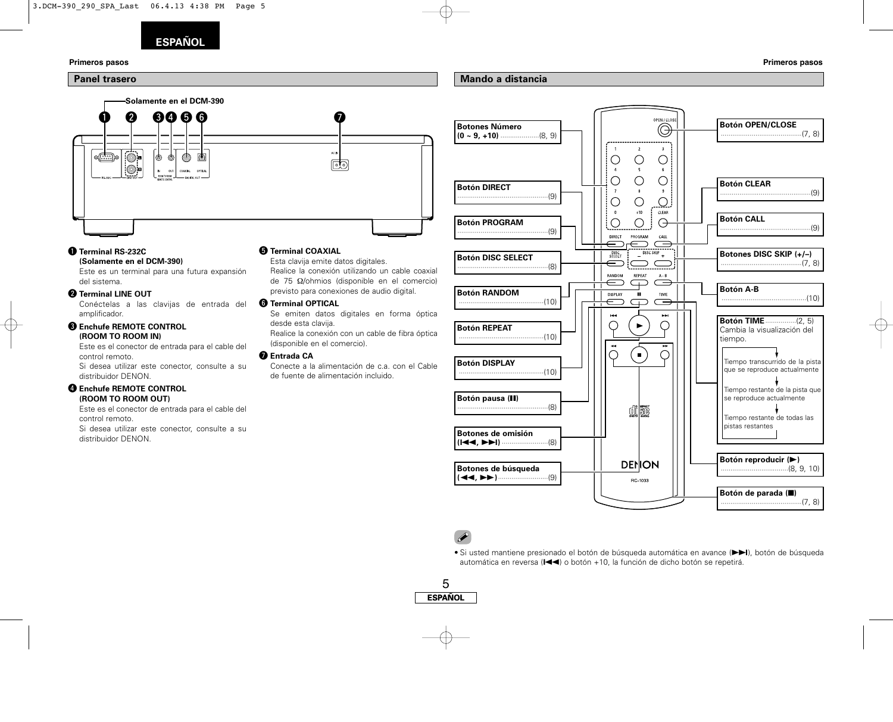## Panel trasero

Solamente en el DCM-390

❶ **Terminal RS-232C (Solamente en el DCM-390)**
Este es un terminal para una futura expansión del sistema.

❷ **Terminal LINE OUT**
Conéctelas a las clavijas de entrada del amplificador.

❸ **Enchufe REMOTE CONTROL (ROOM TO ROOM IN)**
Este es el conector de entrada para el cable del control remoto.
Si desea utilizar este conector, consulte a su distribuidor DENON.

❹ **Enchufe REMOTE CONTROL (ROOM TO ROOM OUT)**
Este es el conector de entrada para el cable del control remoto.
Si desea utilizar este conector, consulte a su distribuidor DENON.

❺ **Terminal COAXIAL**
Esta clavija emite datos digitales.
Realice la conexión utilizando un cable coaxial de 75 Ω/ohmios (disponible en el comercio) previsto para conexiones de audio digital.

❻ **Terminal OPTICAL**
Se emiten datos digitales en forma óptica desde esta clavija.
Realice la conexión con un cable de fibra óptica (disponible en el comercio).

❼ **Entrada CA**
Conecte a la alimentación de c.a. con el Cable de fuente de alimentación incluido.

## Mando a distancia

- **Botones Número (0 ~ 9, +10)** ....................(8, 9)
- **Botón DIRECT** ....................(9)
- **Botón PROGRAM** ....................(9)
- **Botón DISC SELECT** ....................(8)
- **Botón RANDOM** ....................(10)
- **Botón REPEAT** ....................(10)
- **Botón DISPLAY** ....................(10)
- **Botón pausa (❚❚)** ....................(8)
- **Botones de omisión (I◀◀, ▶▶I)** ....................(8)
- **Botones de búsqueda (◀◀, ▶▶)** ....................(9)
- **Botón OPEN/CLOSE** ....................(7, 8)
- **Botón CLEAR** ....................(9)
- **Botón CALL** ....................(9)
- **Botones DISC SKIP (+/–)** ....................(7, 8)
- **Botón A-B** ....................(10)
- **Botón TIME** ....................(2, 5)
  Cambia la visualización del tiempo.
  - Tiempo transcurrido de la pista que se reproduce actualmente
  - Tiempo restante de la pista que se reproduce actualmente
  - Tiempo restante de todas las pistas restantes
- **Botón reproducir (▶)** ....................(8, 9, 10)
- **Botón de parada (■)** ....................(7, 8)

- Si usted mantiene presionado el botón de búsqueda automática en avance (▶▶I), botón de búsqueda automática en reversa (I◀◀) o botón +10, la función de dicho botón se repetirá.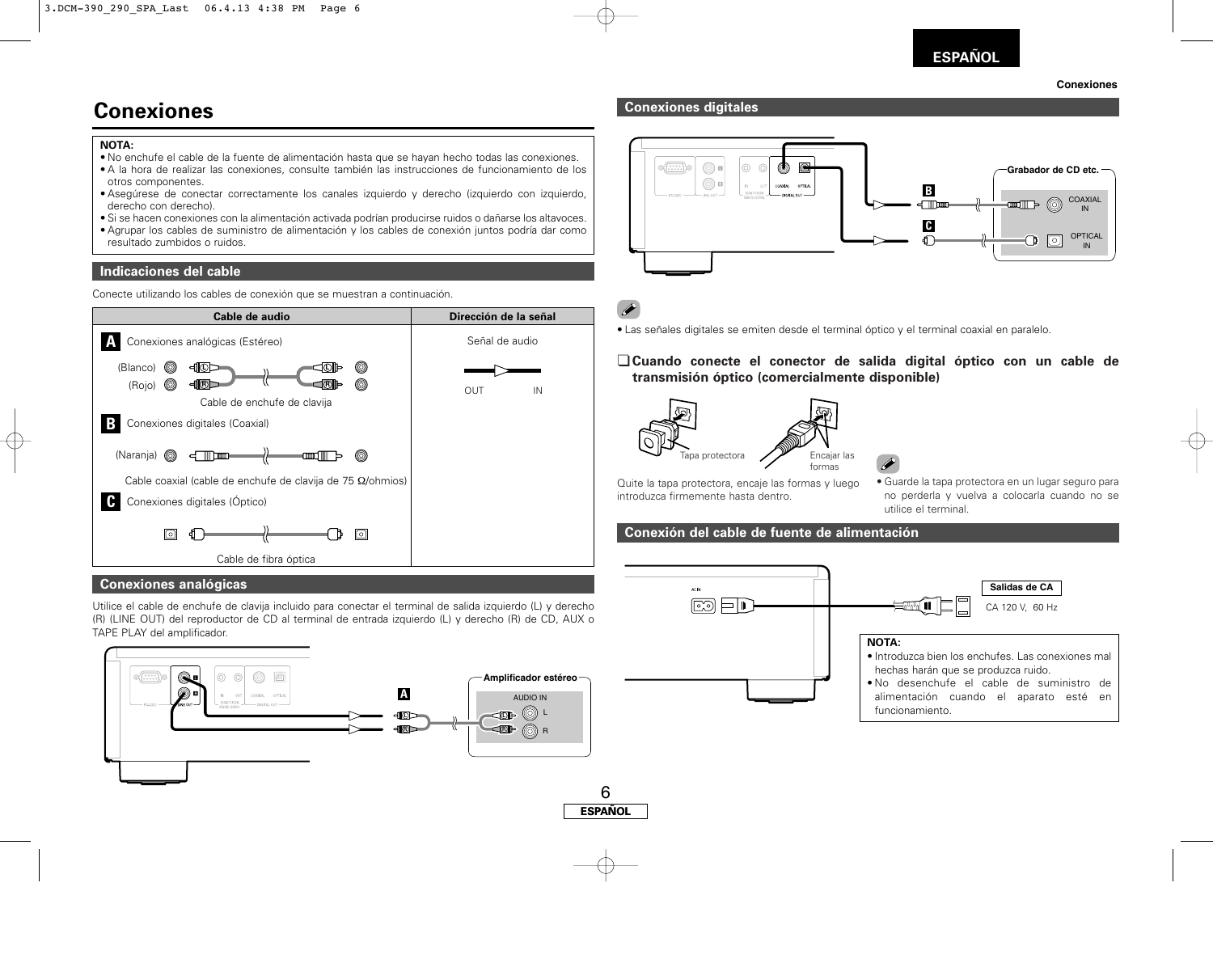# Conexiones

**NOTA:**
- No enchufe el cable de la fuente de alimentación hasta que se hayan hecho todas las conexiones.
- A la hora de realizar las conexiones, consulte también las instrucciones de funcionamiento de los otros componentes.
- Asegúrese de conectar correctamente los canales izquierdo y derecho (izquierdo con izquierdo, derecho con derecho).
- Si se hacen conexiones con la alimentación activada podrían producirse ruidos o dañarse los altavoces.
- Agrupar los cables de suministro de alimentación y los cables de conexión juntos podría dar como resultado zumbidos o ruidos.

## Indicaciones del cable

Conecte utilizando los cables de conexión que se muestran a continuación.

| Cable de audio | Dirección de la señal |
|---|---|
| **A** Conexiones analógicas (Estéreo)<br>(Blanco) (Rojo)<br>Cable de enchufe de clavija | Señal de audio<br>OUT IN |
| **B** Conexiones digitales (Coaxial)<br>(Naranja)<br>Cable coaxial (cable de enchufe de clavija de 75 Ω/ohmios) | |
| **C** Conexiones digitales (Óptico)<br>Cable de fibra óptica | |

## Conexiones analógicas

Utilice el cable de enchufe de clavija incluido para conectar el terminal de salida izquierdo (L) y derecho (R) (LINE OUT) del reproductor de CD al terminal de entrada izquierdo (L) y derecho (R) de CD, AUX o TAPE PLAY del amplificador.

Amplificador estéreo
AUDIO IN
L
R

## Conexiones digitales

Grabador de CD etc.
COAXIAL IN
OPTICAL IN

- Las señales digitales se emiten desde el terminal óptico y el terminal coaxial en paralelo.

### ❑ Cuando conecte el conector de salida digital óptico con un cable de transmisión óptico (comercialmente disponible)

Tapa protectora
Encajar las formas

Quite la tapa protectora, encaje las formas y luego introduzca firmemente hasta dentro.

- Guarde la tapa protectora en un lugar seguro para no perderla y vuelva a colocarla cuando no se utilice el terminal.

## Conexión del cable de fuente de alimentación

AC IN

**Salidas de CA**
CA 120 V, 60 Hz

**NOTA:**
- Introduzca bien los enchufes. Las conexiones mal hechas harán que se produzca ruido.
- No desenchufe el cable de suministro de alimentación cuando el aparato esté en funcionamiento.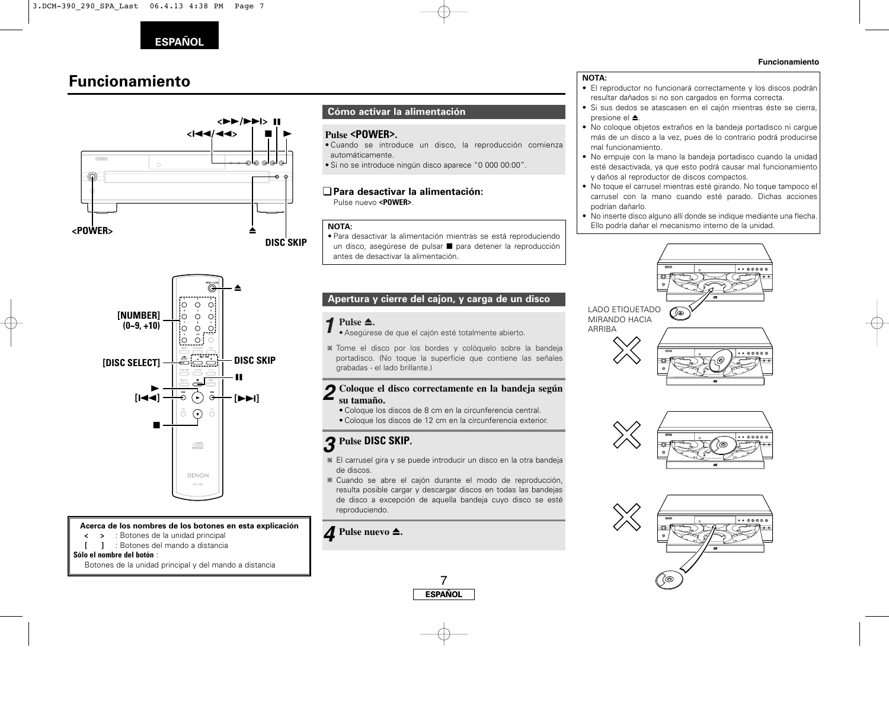# Funcionamiento

<POWER>

DISC SKIP

[NUMBER] (0~9, +10)

[DISC SELECT]

DISC SKIP

[I◀◀]

[▶▶I]

| Acerca de los nombres de los botones en esta explicación |
|---|
| < > : Botones de la unidad principal |
| [ ] : Botones del mando a distancia |
| **Sólo el nombre del botón** : Botones de la unidad principal y del mando a distancia |

## Cómo activar la alimentación

**Pulse <POWER>.**

- Cuando se introduce un disco, la reproducción comienza automáticamente.
- Si no se introduce ningún disco aparece "0 000 00:00".

### ❑Para desactivar la alimentación:

Pulse nuevo **<POWER>**.

**NOTA:**

- Para desactivar la alimentación mientras se está reproduciendo un disco, asegúrese de pulsar ■ para detener la reproducción antes de desactivar la alimentación.

## Apertura y cierre del cajon, y carga de un disco

**1** **Pulse ⏏.**

- Asegúrese de que el cajón esté totalmente abierto.

※ Tome el disco por los bordes y colóquelo sobre la bandeja portadisco. (No toque la superficie que contiene las señales grabadas - el lado brillante.)

**2** **Coloque el disco correctamente en la bandeja según su tamaño.**

- Coloque los discos de 8 cm en la circunferencia central.
- Coloque los discos de 12 cm en la circunferencia exterior.

**3** **Pulse DISC SKIP.**

※ El carrusel gira y se puede introducir un disco en la otra bandeja de discos.

※ Cuando se abre el cajón durante el modo de reproducción, resulta posible cargar y descargar discos en todas las bandejas de disco a excepción de aquella bandeja cuyo disco se esté reproduciendo.

**4** **Pulse nuevo ⏏.**

**NOTA:**

- El reproductor no funcionará correctamente y los discos podrán resultar dañados si no son cargados en forma correcta.
- Si sus dedos se atascasen en el cajón mientras éste se cierra, presione el ⏏.
- No coloque objetos extraños en la bandeja portadisco ni cargue más de un disco a la vez, pues de lo contrario podrá producirse mal funcionamiento.
- No empuje con la mano la bandeja portadisco cuando la unidad esté desactivada, ya que esto podrá causar mal funcionamiento y daños al reproductor de discos compactos.
- No toque el carrusel mientras esté girando. No toque tampoco el carrusel con la mano cuando esté parado. Dichas acciones podrían dañarlo.
- No inserte disco alguno allí donde se indique mediante una flecha. Ello podría dañar el mecanismo interno de la unidad.

LADO ETIQUETADO MIRANDO HACIA ARRIBA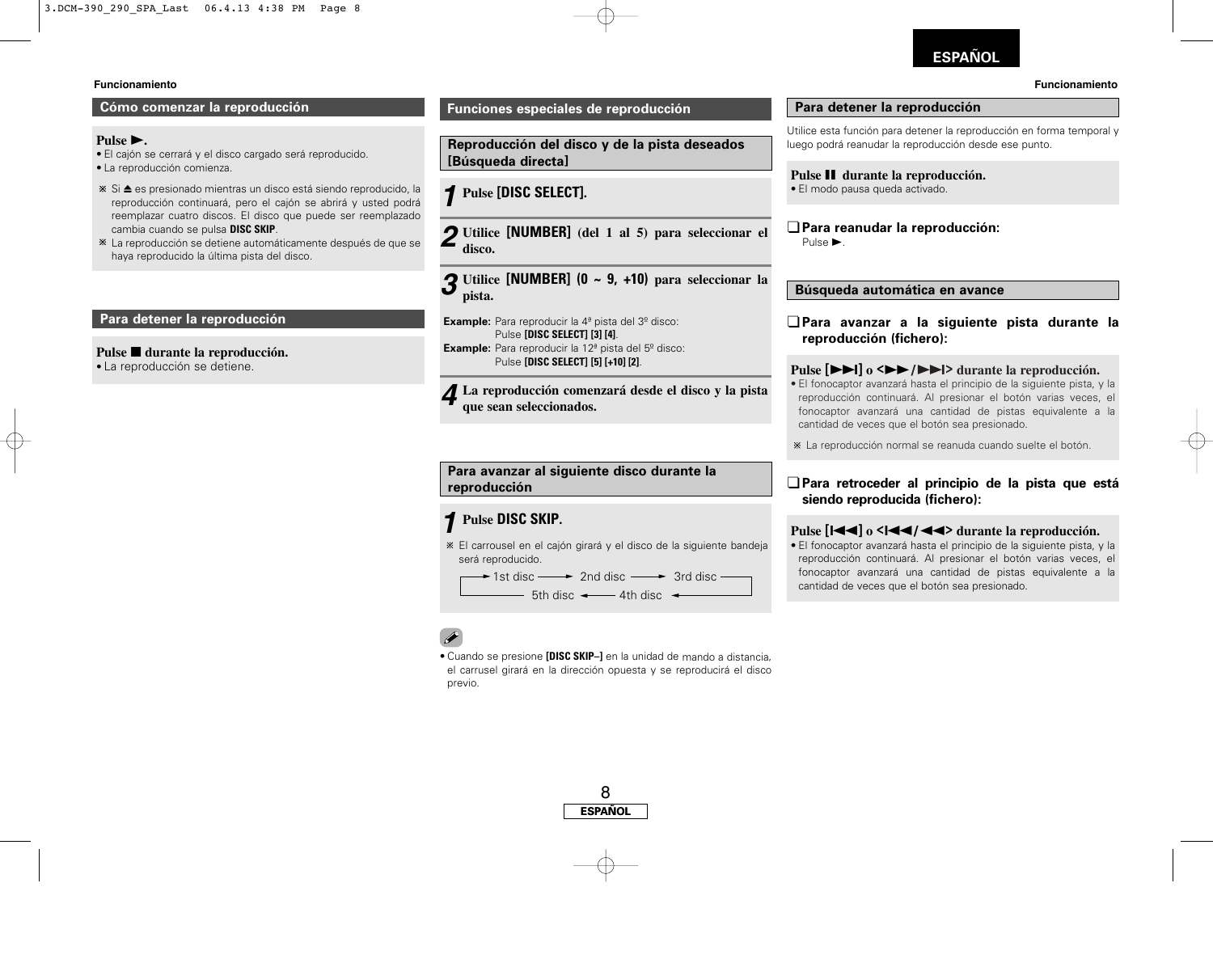## Cómo comenzar la reproducción

**Pulse ►.**

- El cajón se cerrará y el disco cargado será reproducido.
- La reproducción comienza.

※ Si ⏏ es presionado mientras un disco está siendo reproducido, la reproducción continuará, pero el cajón se abrirá y usted podrá reemplazar cuatro discos. El disco que puede ser reemplazado cambia cuando se pulsa **DISC SKIP**.

※ La reproducción se detiene automáticamente después de que se haya reproducido la última pista del disco.

## Para detener la reproducción

**Pulse ■ durante la reproducción.**

- La reproducción se detiene.

## Funciones especiales de reproducción

### Reproducción del disco y de la pista deseados [Búsqueda directa]

**1** **Pulse [DISC SELECT].**

**2** **Utilice [NUMBER] (del 1 al 5) para seleccionar el disco.**

**3** **Utilice [NUMBER] (0 ~ 9, +10) para seleccionar la pista.**

**Example:** Para reproducir la 4ª pista del 3º disco:
Pulse **[DISC SELECT] [3] [4]**.

**Example:** Para reproducir la 12ª pista del 5º disco:
Pulse **[DISC SELECT] [5] [+10] [2]**.

**4** **La reproducción comenzará desde el disco y la pista que sean seleccionados.**

### Para avanzar al siguiente disco durante la reproducción

**1** **Pulse DISC SKIP.**

※ El carrousel en el cajón girará y el disco de la siguiente bandeja será reproducido.

→ 1st disc → 2nd disc → 3rd disc → 4th disc → 5th disc → (1st disc)

- Cuando se presione **[DISC SKIP–]** en la unidad de mando a distancia, el carrusel girará en la dirección opuesta y se reproducirá el disco previo.

## Para detener la reproducción

Utilice esta función para detener la reproducción en forma temporal y luego podrá reanudar la reproducción desde ese punto.

**Pulse ❚❚ durante la reproducción.**

- El modo pausa queda activado.

❑ **Para reanudar la reproducción:**
Pulse ►.

## Búsqueda automática en avance

❑ **Para avanzar a la siguiente pista durante la reproducción (fichero):**

**Pulse [►►I] o <►►/►►I> durante la reproducción.**

- El fonocaptor avanzará hasta el principio de la siguiente pista, y la reproducción continuará. Al presionar el botón varias veces, el fonocaptor avanzará una cantidad de pistas equivalente a la cantidad de veces que el botón sea presionado.

※ La reproducción normal se reanuda cuando suelte el botón.

❑ **Para retroceder al principio de la pista que está siendo reproducida (fichero):**

**Pulse [I◄◄] o <I◄◄/◄◄> durante la reproducción.**

- El fonocaptor avanzará hasta el principio de la siguiente pista, y la reproducción continuará. Al presionar el botón varias veces, el fonocaptor avanzará una cantidad de pistas equivalente a la cantidad de veces que el botón sea presionado.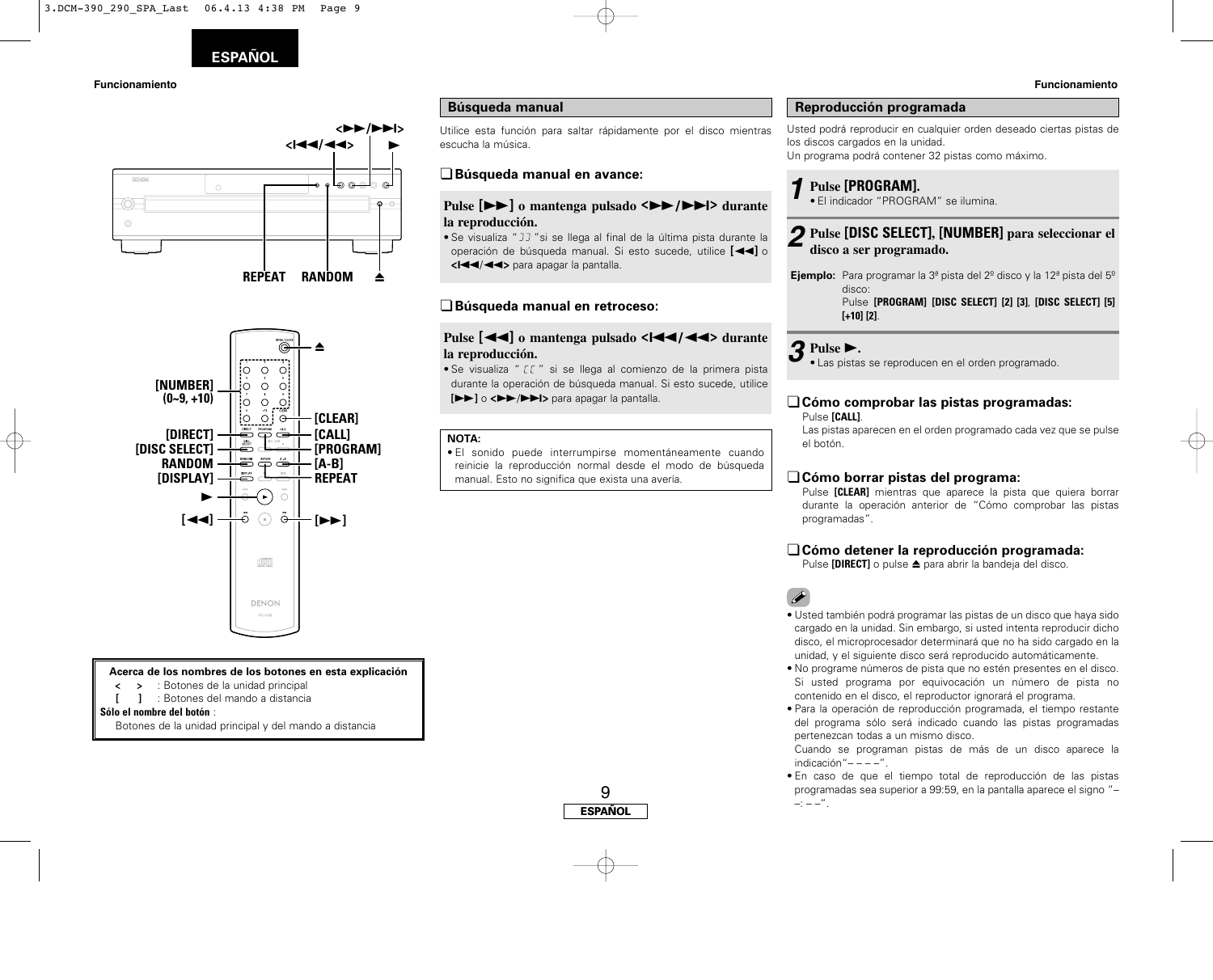ESPAÑOL

Funcionamiento

<►►/►►I>
<I◄◄/◄◄>
►

REPEAT RANDOM ⏏

⏏
[NUMBER] (0~9, +10)
[DIRECT]
[DISC SELECT]
RANDOM
[DISPLAY]
►
[◄◄]
[CLEAR]
[CALL]
[PROGRAM]
[A-B]
REPEAT
[►►]

**Acerca de los nombres de los botones en esta explicación**

< > : Botones de la unidad principal
[ ] : Botones del mando a distancia
**Sólo el nombre del botón** :
Botones de la unidad principal y del mando a distancia

## Búsqueda manual

Utilice esta función para saltar rápidamente por el disco mientras escucha la música.

### ❑ Búsqueda manual en avance:

**Pulse [►►] o mantenga pulsado <►►/►►I> durante la reproducción.**

- Se visualiza " ﾖﾖ " si se llega al final de la última pista durante la operación de búsqueda manual. Si esto sucede, utilice **[◄◄]** o **<I◄◄/◄◄>** para apagar la pantalla.

### ❑ Búsqueda manual en retroceso:

**Pulse [◄◄] o mantenga pulsado <I◄◄/◄◄> durante la reproducción.**

- Se visualiza " ﾐﾐ " si se llega al comienzo de la primera pista durante la operación de búsqueda manual. Si esto sucede, utilice **[►►]** o **<►►/►►I>** para apagar la pantalla.

**NOTA:**

- El sonido puede interrumpirse momentáneamente cuando reinicie la reproducción normal desde el modo de búsqueda manual. Esto no significa que exista una avería.

## Reproducción programada

Usted podrá reproducir en cualquier orden deseado ciertas pistas de los discos cargados en la unidad.
Un programa podrá contener 32 pistas como máximo.

**1** **Pulse [PROGRAM].**
- El indicador "PROGRAM" se ilumina.

**2** **Pulse [DISC SELECT], [NUMBER] para seleccionar el disco a ser programado.**

**Ejemplo:** Para programar la 3ª pista del 2º disco y la 12ª pista del 5º disco:
Pulse **[PROGRAM] [DISC SELECT] [2] [3]**, **[DISC SELECT] [5] [+10] [2]**.

**3** **Pulse ►.**
- Las pistas se reproducen en el orden programado.

### ❑ Cómo comprobar las pistas programadas:

Pulse **[CALL]**.
Las pistas aparecen en el orden programado cada vez que se pulse el botón.

### ❑ Cómo borrar pistas del programa:

Pulse **[CLEAR]** mientras que aparece la pista que quiera borrar durante la operación anterior de "Cómo comprobar las pistas programadas".

### ❑ Cómo detener la reproducción programada:

Pulse **[DIRECT]** o pulse ⏏ para abrir la bandeja del disco.

- Usted también podrá programar las pistas de un disco que haya sido cargado en la unidad. Sin embargo, si usted intenta reproducir dicho disco, el microprocesador determinará que no ha sido cargado en la unidad, y el siguiente disco será reproducido automáticamente.
- No programe números de pista que no estén presentes en el disco. Si usted programa por equivocación un número de pista no contenido en el disco, el reproductor ignorará el programa.
- Para la operación de reproducción programada, el tiempo restante del programa sólo será indicado cuando las pistas programadas pertenezcan todas a un mismo disco.
  Cuando se programan pistas de más de un disco aparece la indicación"– – – –".
- En caso de que el tiempo total de reproducción de las pistas programadas sea superior a 99:59, en la pantalla aparece el signo "– –: – –".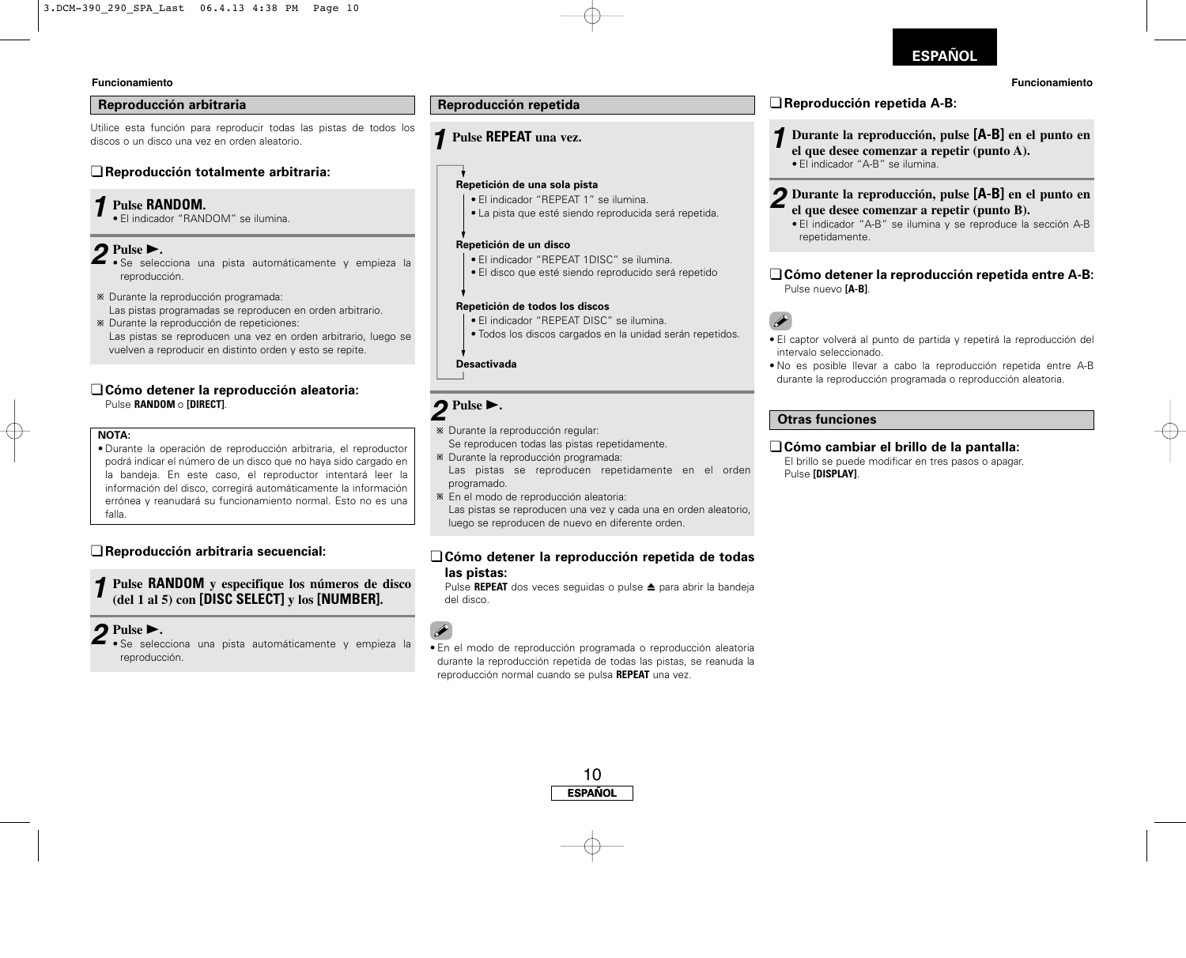## Reproducción arbitraria

Utilice esta función para reproducir todas las pistas de todos los discos o un disco una vez en orden aleatorio.

### ❑ Reproducción totalmente arbitraria:

**1** **Pulse RANDOM.**
- El indicador "RANDOM" se ilumina.

**2** **Pulse ►.**
- Se selecciona una pista automáticamente y empieza la reproducción.

※ Durante la reproducción programada:
Las pistas programadas se reproducen en orden arbitrario.
※ Durante la reproducción de repeticiones:
Las pistas se reproducen una vez en orden arbitrario, luego se vuelven a reproducir en distinto orden y esto se repite.

### ❑ Cómo detener la reproducción aleatoria:

Pulse **RANDOM** o **[DIRECT]**.

**NOTA:**
- Durante la operación de reproducción arbitraria, el reproductor podrá indicar el número de un disco que no haya sido cargado en la bandeja. En este caso, el reproductor intentará leer la información del disco, corregirá automáticamente la información errónea y reanudará su funcionamiento normal. Esto no es una falla.

### ❑ Reproducción arbitraria secuencial:

**1** **Pulse RANDOM y especifique los números de disco (del 1 al 5) con [DISC SELECT] y los [NUMBER].**

**2** **Pulse ►.**
- Se selecciona una pista automáticamente y empieza la reproducción.

## Reproducción repetida

**1** **Pulse REPEAT una vez.**

**Repetición de una sola pista**
- El indicador "REPEAT 1" se ilumina.
- La pista que esté siendo reproducida será repetida.

**Repetición de un disco**
- El indicador "REPEAT 1DISC" se ilumina.
- El disco que esté siendo reproducido será repetido

**Repetición de todos los discos**
- El indicador "REPEAT DISC" se ilumina.
- Todos los discos cargados en la unidad serán repetidos.

**Desactivada**

**2** **Pulse ►.**

※ Durante la reproducción regular:
Se reproducen todas las pistas repetidamente.
※ Durante la reproducción programada:
Las pistas se reproducen repetidamente en el orden programado.
※ En el modo de reproducción aleatoria:
Las pistas se reproducen una vez y cada una en orden aleatorio, luego se reproducen de nuevo en diferente orden.

### ❑ Cómo detener la reproducción repetida de todas las pistas:

Pulse **REPEAT** dos veces seguidas o pulse ⏏ para abrir la bandeja del disco.

- En el modo de reproducción programada o reproducción aleatoria durante la reproducción repetida de todas las pistas, se reanuda la reproducción normal cuando se pulsa **REPEAT** una vez.

### ❑ Reproducción repetida A-B:

**1** **Durante la reproducción, pulse [A-B] en el punto en el que desee comenzar a repetir (punto A).**
- El indicador "A-B" se ilumina.

**2** **Durante la reproducción, pulse [A-B] en el punto en el que desee comenzar a repetir (punto B).**
- El indicador "A-B" se ilumina y se reproduce la sección A-B repetidamente.

### ❑ Cómo detener la reproducción repetida entre A-B:

Pulse nuevo **[A-B]**.

- El captor volverá al punto de partida y repetirá la reproducción del intervalo seleccionado.
- No es posible llevar a cabo la reproducción repetida entre A-B durante la reproducción programada o reproducción aleatoria.

## Otras funciones

### ❑ Cómo cambiar el brillo de la pantalla:

El brillo se puede modificar en tres pasos o apagar.
Pulse **[DISPLAY]**.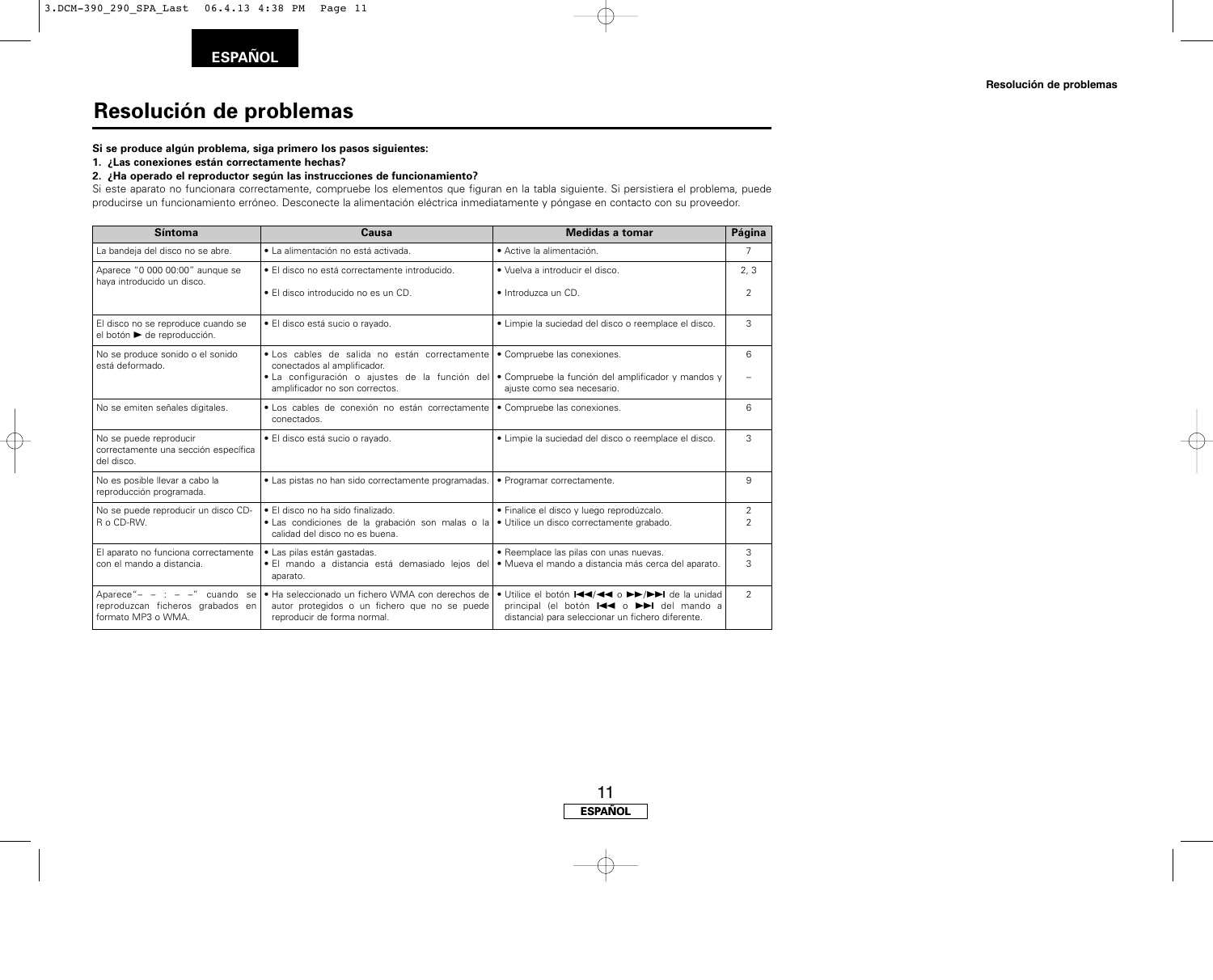# Resolución de problemas

**Si se produce algún problema, siga primero los pasos siguientes:**

**1. ¿Las conexiones están correctamente hechas?**

**2. ¿Ha operado el reproductor según las instrucciones de funcionamiento?**

Si este aparato no funcionara correctamente, compruebe los elementos que figuran en la tabla siguiente. Si persistiera el problema, puede producirse un funcionamiento erróneo. Desconecte la alimentación eléctrica inmediatamente y póngase en contacto con su proveedor.

| Síntoma | Causa | Medidas a tomar | Página |
|---|---|---|---|
| La bandeja del disco no se abre. | • La alimentación no está activada. | • Active la alimentación. | 7 |
| Aparece "0 000 00:00" aunque se haya introducido un disco. | • El disco no está correctamente introducido.<br>• El disco introducido no es un CD. | • Vuelva a introducir el disco.<br>• Introduzca un CD. | 2, 3<br>2 |
| El disco no se reproduce cuando se el botón ► de reproducción. | • El disco está sucio o rayado. | • Limpie la suciedad del disco o reemplace el disco. | 3 |
| No se produce sonido o el sonido está deformado. | • Los cables de salida no están correctamente conectados al amplificador.<br>• La configuración o ajustes de la función del amplificador no son correctos. | • Compruebe las conexiones.<br>• Compruebe la función del amplificador y mandos y ajuste como sea necesario. | 6<br>– |
| No se emiten señales digitales. | • Los cables de conexión no están correctamente conectados. | • Compruebe las conexiones. | 6 |
| No se puede reproducir correctamente una sección específica del disco. | • El disco está sucio o rayado. | • Limpie la suciedad del disco o reemplace el disco. | 3 |
| No es posible llevar a cabo la reproducción programada. | • Las pistas no han sido correctamente programadas. | • Programar correctamente. | 9 |
| No se puede reproducir un disco CD-R o CD-RW. | • El disco no ha sido finalizado.<br>• Las condiciones de la grabación son malas o la calidad del disco no es buena. | • Finalice el disco y luego reprodúzcalo.<br>• Utilice un disco correctamente grabado. | 2<br>2 |
| El aparato no funciona correctamente con el mando a distancia. | • Las pilas están gastadas.<br>• El mando a distancia está demasiado lejos del aparato. | • Reemplace las pilas con unas nuevas.<br>• Mueva el mando a distancia más cerca del aparato. | 3<br>3 |
| Aparece"– – : – –" cuando se reproduzcan ficheros grabados en formato MP3 o WMA. | • Ha seleccionado un fichero WMA con derechos de autor protegidos o un fichero que no se puede reproducir de forma normal. | • Utilice el botón ⏮/◄◄ o ►►/⏭ de la unidad principal (el botón ⏮ o ⏭ del mando a distancia) para seleccionar un fichero diferente. | 2 |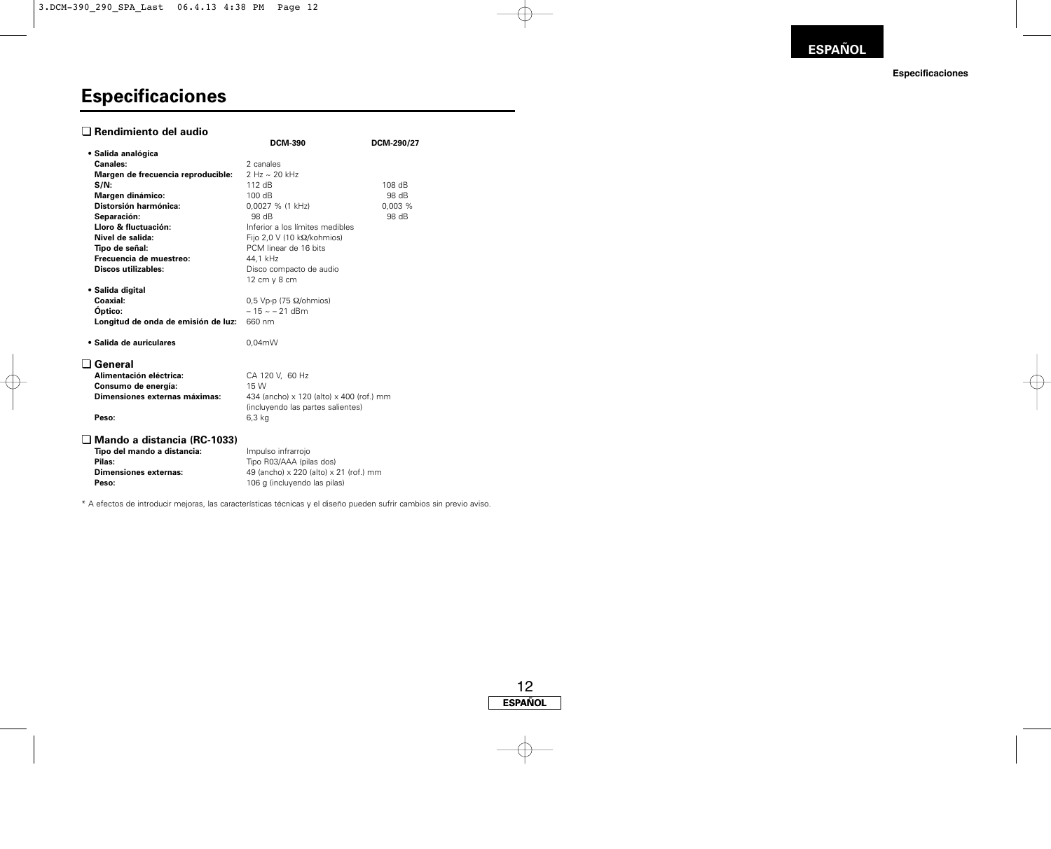# Especificaciones

### ❑ Rendimiento del audio

| | DCM-390 | DCM-290/27 |
|---|---|---|
| **• Salida analógica** | | |
| **Canales:** | 2 canales | |
| **Margen de frecuencia reproducible:** | 2 Hz ~ 20 kHz | |
| **S/N:** | 112 dB | 108 dB |
| **Margen dinámico:** | 100 dB | 98 dB |
| **Distorsión harmónica:** | 0,0027 % (1 kHz) | 0,003 % |
| **Separación:** | 98 dB | 98 dB |
| **Lloro & fluctuación:** | Inferior a los límites medibles | |
| **Nivel de salida:** | Fijo 2,0 V (10 kΩ/kohmios) | |
| **Tipo de señal:** | PCM linear de 16 bits | |
| **Frecuencia de muestreo:** | 44,1 kHz | |
| **Discos utilizables:** | Disco compacto de audio<br>12 cm y 8 cm | |
| **• Salida digital** | | |
| **Coaxial:** | 0,5 Vp-p (75 Ω/ohmios) | |
| **Óptico:** | – 15 ~ – 21 dBm | |
| **Longitud de onda de emisión de luz:** | 660 nm | |
| **• Salida de auriculares** | 0,04mW | |

### ❑ General

| | |
|---|---|
| **Alimentación eléctrica:** | CA 120 V, 60 Hz |
| **Consumo de energía:** | 15 W |
| **Dimensiones externas máximas:** | 434 (ancho) x 120 (alto) x 400 (rof.) mm<br>(incluyendo las partes salientes) |
| **Peso:** | 6,3 kg |

### ❑ Mando a distancia (RC-1033)

| | |
|---|---|
| **Tipo del mando a distancia:** | Impulso infrarrojo |
| **Pilas:** | Tipo R03/AAA (pilas dos) |
| **Dimensiones externas:** | 49 (ancho) x 220 (alto) x 21 (rof.) mm |
| **Peso:** | 106 g (incluyendo las pilas) |

* A efectos de introducir mejoras, las características técnicas y el diseño pueden sufrir cambios sin previo aviso.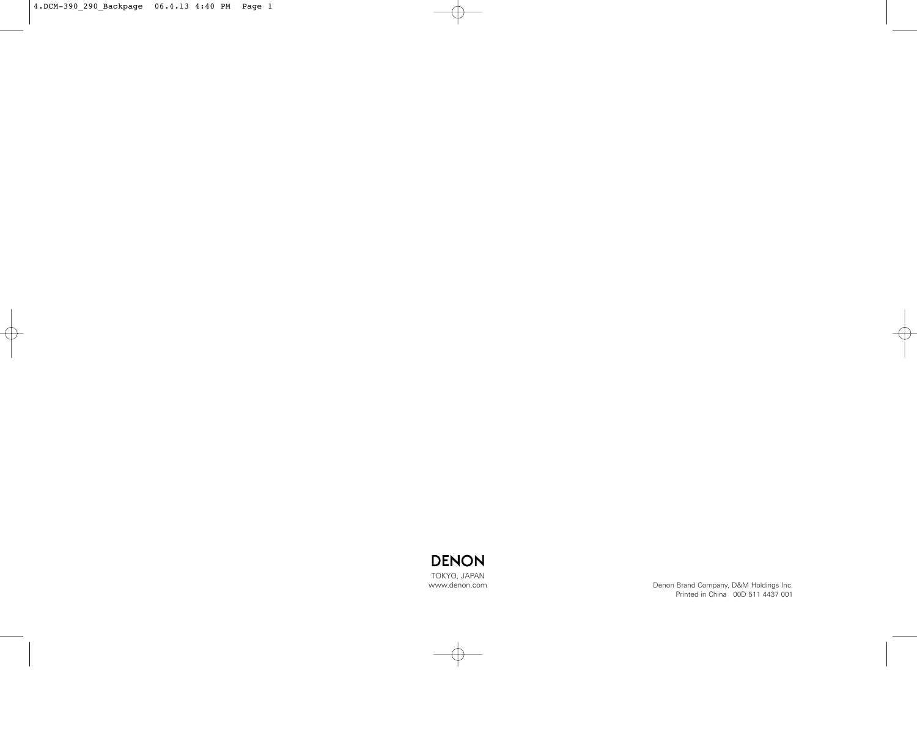**DENON**

TOKYO, JAPAN
www.denon.com

Denon Brand Company, D&M Holdings Inc.
Printed in China 00D 511 4437 001